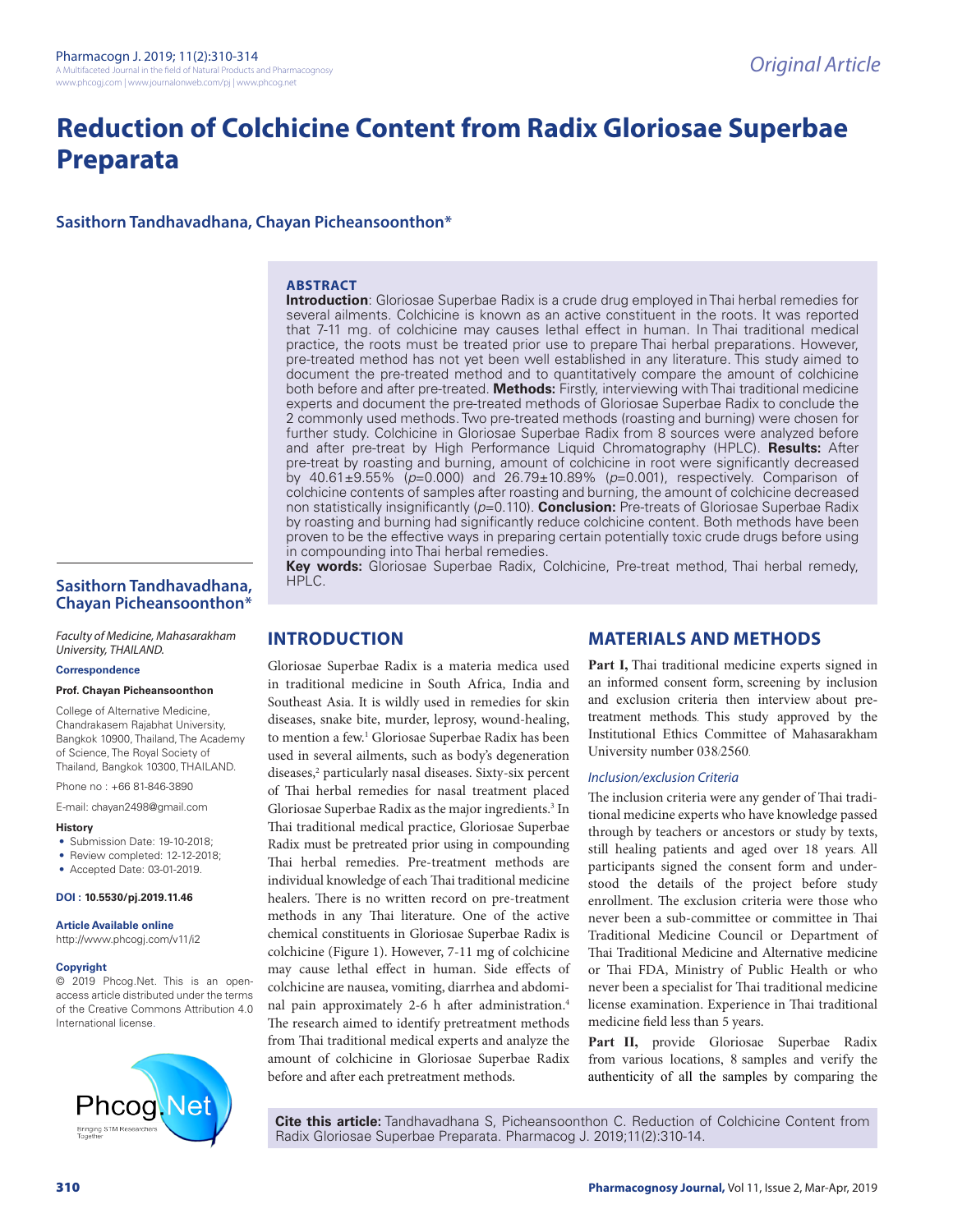Original Article

# Reduction of Colchicine Content from Radix Gloriosae Superbae Preparata

**Sasithorn Tandhavadhana, Chayan Picheansoonthon***

## ABSTRACT

**Introduction**: Gloriosae Superbae Radix is a crude drug employed in Thai herbal remedies for several ailments. Colchicine is known as an active constituent in the roots. It was reported that 7-11 mg. of colchicine may causes lethal effect in human. In Thai traditional medical practice, the roots must be treated prior use to prepare Thai herbal preparations. However, pre-treated method has not yet been well established in any literature. This study aimed to document the pre-treated method and to quantitatively compare the amount of colchicine both before and after pre-treated. **Methods:** Firstly, interviewing with Thai traditional medicine experts and document the pre-treated methods of Gloriosae Superbae Radix to conclude the 2 commonly used methods. Two pre-treated methods (roasting and burning) were chosen for further study. Colchicine in Gloriosae Superbae Radix from 8 sources were analyzed before and after pre-treat by High Performance Liquid Chromatography (HPLC). **Results:** After pre-treat by roasting and burning, amount of colchicine in root were significantly decreased by 40.61±9.55% (*p*=0.000) and 26.79±10.89% (*p*=0.001), respectively. Comparison of colchicine contents of samples after roasting and burning, the amount of colchicine decreased non statistically insignificantly (*p*=0.110). **Conclusion:** Pre-treats of Gloriosae Superbae Radix by roasting and burning had significantly reduce colchicine content. Both methods have been proven to be the effective ways in preparing certain potentially toxic crude drugs before using in compounding into Thai herbal remedies.

**Key words:** Gloriosae Superbae Radix, Colchicine, Pre-treat method, Thai herbal remedy, HPLC.

**Sasithorn Tandhavadhana, Chayan Picheansoonthon***

*Faculty of Medicine, Mahasarakham University, THAILAND.*

**Correspondence**

**Prof. Chayan Picheansoonthon**

College of Alternative Medicine, Chandrakasem Rajabhat University, Bangkok 10900, Thailand, The Academy of Science, The Royal Society of Thailand, Bangkok 10300, THAILAND.

Phone no : +66 81-846-3890

E-mail: chayan2498@gmail.com

**History**

- Submission Date: 19-10-2018;
- Review completed: 12-12-2018;
- Accepted Date: 03-01-2019.

**DOI : 10.5530/pj.2019.11.46**

**Article Available online**

http://www.phcogj.com/v11/i2

**Copyright**

© 2019 Phcog.Net. This is an open-access article distributed under the terms of the Creative Commons Attribution 4.0 International license.

**Cite this article:** Tandhavadhana S, Picheansoonthon C. Reduction of Colchicine Content from Radix Gloriosae Superbae Preparata. Pharmacog J. 2019;11(2):310-14.

## INTRODUCTION

Gloriosae Superbae Radix is a materia medica used in traditional medicine in South Africa, India and Southeast Asia. It is wildly used in remedies for skin diseases, snake bite, murder, leprosy, wound-healing, to mention a few.[1] Gloriosae Superbae Radix has been used in several ailments, such as body's degeneration diseases,[2] particularly nasal diseases. Sixty-six percent of Thai herbal remedies for nasal treatment placed Gloriosae Superbae Radix as the major ingredients.[3] In Thai traditional medical practice, Gloriosae Superbae Radix must be pretreated prior using in compounding Thai herbal remedies. Pre-treatment methods are individual knowledge of each Thai traditional medicine healers. There is no written record on pre-treatment methods in any Thai literature. One of the active chemical constituents in Gloriosae Superbae Radix is colchicine (Figure 1). However, 7-11 mg of colchicine may cause lethal effect in human. Side effects of colchicine are nausea, vomiting, diarrhea and abdominal pain approximately 2-6 h after administration.[4] The research aimed to identify pretreatment methods from Thai traditional medical experts and analyze the amount of colchicine in Gloriosae Superbae Radix before and after each pretreatment methods.

## MATERIALS AND METHODS

**Part I,** Thai traditional medicine experts signed in an informed consent form, screening by inclusion and exclusion criteria then interview about pre-treatment methods. This study approved by the Institutional Ethics Committee of Mahasarakham University number 038/2560.

### *Inclusion/exclusion Criteria*

The inclusion criteria were any gender of Thai traditional medicine experts who have knowledge passed through by teachers or ancestors or study by texts, still healing patients and aged over 18 years. All participants signed the consent form and understood the details of the project before study enrollment. The exclusion criteria were those who never been a sub-committee or committee in Thai Traditional Medicine Council or Department of Thai Traditional Medicine and Alternative medicine or Thai FDA, Ministry of Public Health or who never been a specialist for Thai traditional medicine license examination. Experience in Thai traditional medicine field less than 5 years.

**Part II,** provide Gloriosae Superbae Radix from various locations, 8 samples and verify the authenticity of all the samples by comparing the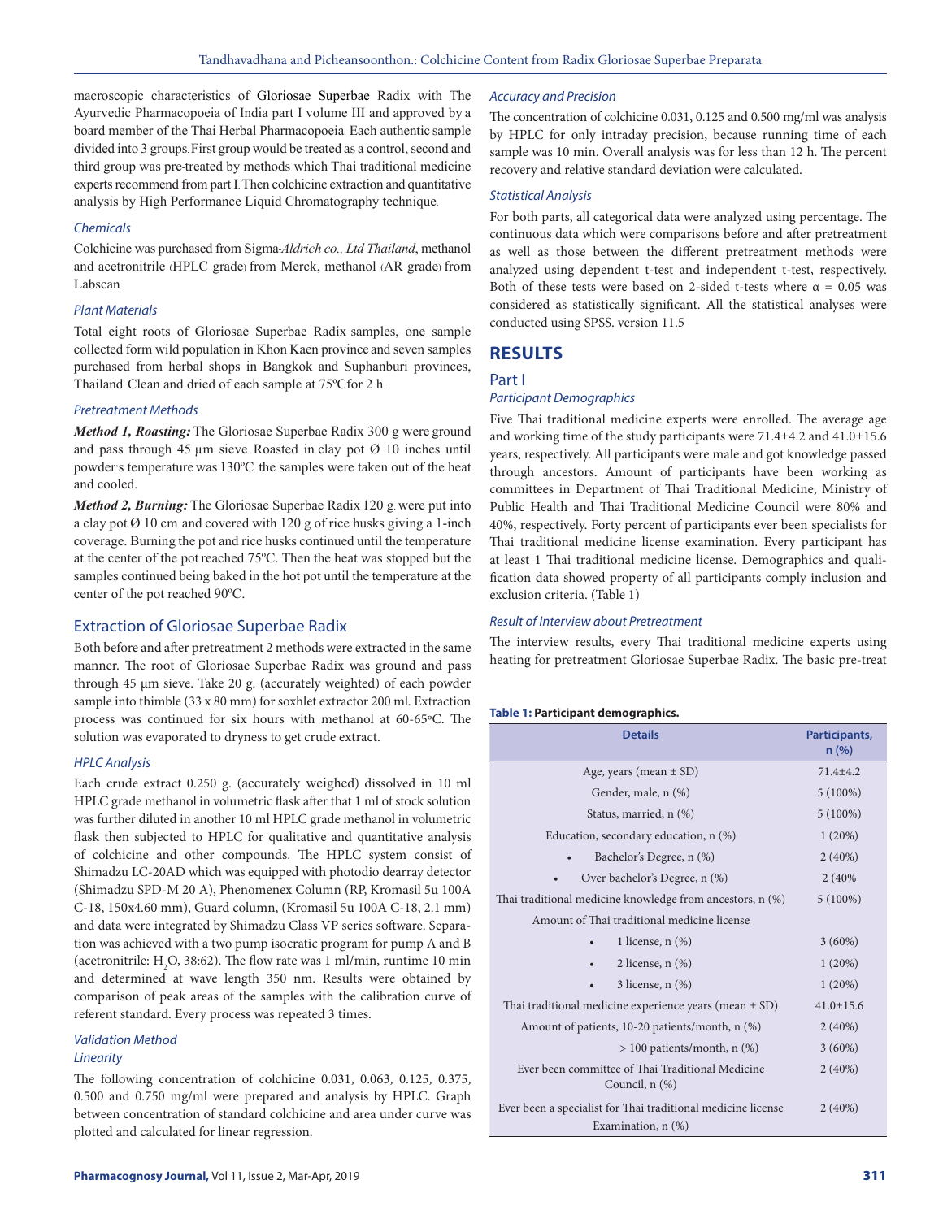macroscopic characteristics of Gloriosae Superbae Radix with The Ayurvedic Pharmacopoeia of India part I volume III and approved by a board member of the Thai Herbal Pharmacopoeia. Each authentic sample divided into 3 groups. First group would be treated as a control, second and third group was pre-treated by methods which Thai traditional medicine experts recommend from part I. Then colchicine extraction and quantitative analysis by High Performance Liquid Chromatography technique.

### Chemicals

Colchicine was purchased from Sigma-*Aldrich co., Ltd Thailand*, methanol and acetronitrile (HPLC grade) from Merck, methanol (AR grade) from Labscan.

### Plant Materials

Total eight roots of Gloriosae Superbae Radix samples, one sample collected form wild population in Khon Kaen province and seven samples purchased from herbal shops in Bangkok and Suphanburi provinces, Thailand. Clean and dried of each sample at 75ºCfor 2 h.

### Pretreatment Methods

***Method 1, Roasting:*** The Gloriosae Superbae Radix 300 g were ground and pass through 45 µm sieve. Roasted in clay pot Ø 10 inches until powder's temperature was 130ºC. the samples were taken out of the heat and cooled.

***Method 2, Burning:*** The Gloriosae Superbae Radix 120 g. were put into a clay pot Ø 10 cm. and covered with 120 g of rice husks giving a 1-inch coverage. Burning the pot and rice husks continued until the temperature at the center of the pot reached 75ºC. Then the heat was stopped but the samples continued being baked in the hot pot until the temperature at the center of the pot reached 90ºC.

## Extraction of Gloriosae Superbae Radix

Both before and after pretreatment 2 methods were extracted in the same manner. The root of Gloriosae Superbae Radix was ground and pass through 45 µm sieve. Take 20 g. (accurately weighted) of each powder sample into thimble (33 x 80 mm) for soxhlet extractor 200 ml. Extraction process was continued for six hours with methanol at 60-65ºC. The solution was evaporated to dryness to get crude extract.

### HPLC Analysis

Each crude extract 0.250 g. (accurately weighed) dissolved in 10 ml HPLC grade methanol in volumetric flask after that 1 ml of stock solution was further diluted in another 10 ml HPLC grade methanol in volumetric flask then subjected to HPLC for qualitative and quantitative analysis of colchicine and other compounds. The HPLC system consist of Shimadzu LC-20AD which was equipped with photodio dearray detector (Shimadzu SPD-M 20 A), Phenomenex Column (RP, Kromasil 5u 100A C-18, 150x4.60 mm), Guard column, (Kromasil 5u 100A C-18, 2.1 mm) and data were integrated by Shimadzu Class VP series software. Separation was achieved with a two pump isocratic program for pump A and B (acetronitrile: $H_2O$, 38:62). The flow rate was 1 ml/min, runtime 10 min and determined at wave length 350 nm. Results were obtained by comparison of peak areas of the samples with the calibration curve of referent standard. Every process was repeated 3 times.

### Validation Method

#### Linearity

The following concentration of colchicine 0.031, 0.063, 0.125, 0.375, 0.500 and 0.750 mg/ml were prepared and analysis by HPLC. Graph between concentration of standard colchicine and area under curve was plotted and calculated for linear regression.

#### Accuracy and Precision

The concentration of colchicine 0.031, 0.125 and 0.500 mg/ml was analysis by HPLC for only intraday precision, because running time of each sample was 10 min. Overall analysis was for less than 12 h. The percent recovery and relative standard deviation were calculated.

### Statistical Analysis

For both parts, all categorical data were analyzed using percentage. The continuous data which were comparisons before and after pretreatment as well as those between the different pretreatment methods were analyzed using dependent t-test and independent t-test, respectively. Both of these tests were based on 2-sided t-tests where $\alpha = 0.05$ was considered as statistically significant. All the statistical analyses were conducted using SPSS. version 11.5

# RESULTS

## Part I

### Participant Demographics

Five Thai traditional medicine experts were enrolled. The average age and working time of the study participants were 71.4±4.2 and 41.0±15.6 years, respectively. All participants were male and got knowledge passed through ancestors. Amount of participants have been working as committees in Department of Thai Traditional Medicine, Ministry of Public Health and Thai Traditional Medicine Council were 80% and 40%, respectively. Forty percent of participants ever been specialists for Thai traditional medicine license examination. Every participant has at least 1 Thai traditional medicine license. Demographics and qualification data showed property of all participants comply inclusion and exclusion criteria. (Table 1)

### Result of Interview about Pretreatment

The interview results, every Thai traditional medicine experts using heating for pretreatment Gloriosae Superbae Radix. The basic pre-treat

**Table 1: Participant demographics.**

| Details | Participants, n (%) |
|---|---|
| Age, years (mean ± SD) | 71.4±4.2 |
| Gender, male, n (%) | 5 (100%) |
| Status, married, n (%) | 5 (100%) |
| Education, secondary education, n (%) | 1 (20%) |
| • Bachelor's Degree, n (%) | 2 (40%) |
| • Over bachelor's Degree, n (%) | 2 (40% |
| Thai traditional medicine knowledge from ancestors, n (%) | 5 (100%) |
| Amount of Thai traditional medicine license | |
| • 1 license, n (%) | 3 (60%) |
| • 2 license, n (%) | 1 (20%) |
| • 3 license, n (%) | 1 (20%) |
| Thai traditional medicine experience years (mean ± SD) | 41.0±15.6 |
| Amount of patients, 10-20 patients/month, n (%) | 2 (40%) |
| > 100 patients/month, n (%) | 3 (60%) |
| Ever been committee of Thai Traditional Medicine Council, n (%) | 2 (40%) |
| Ever been a specialist for Thai traditional medicine license Examination, n (%) | 2 (40%) |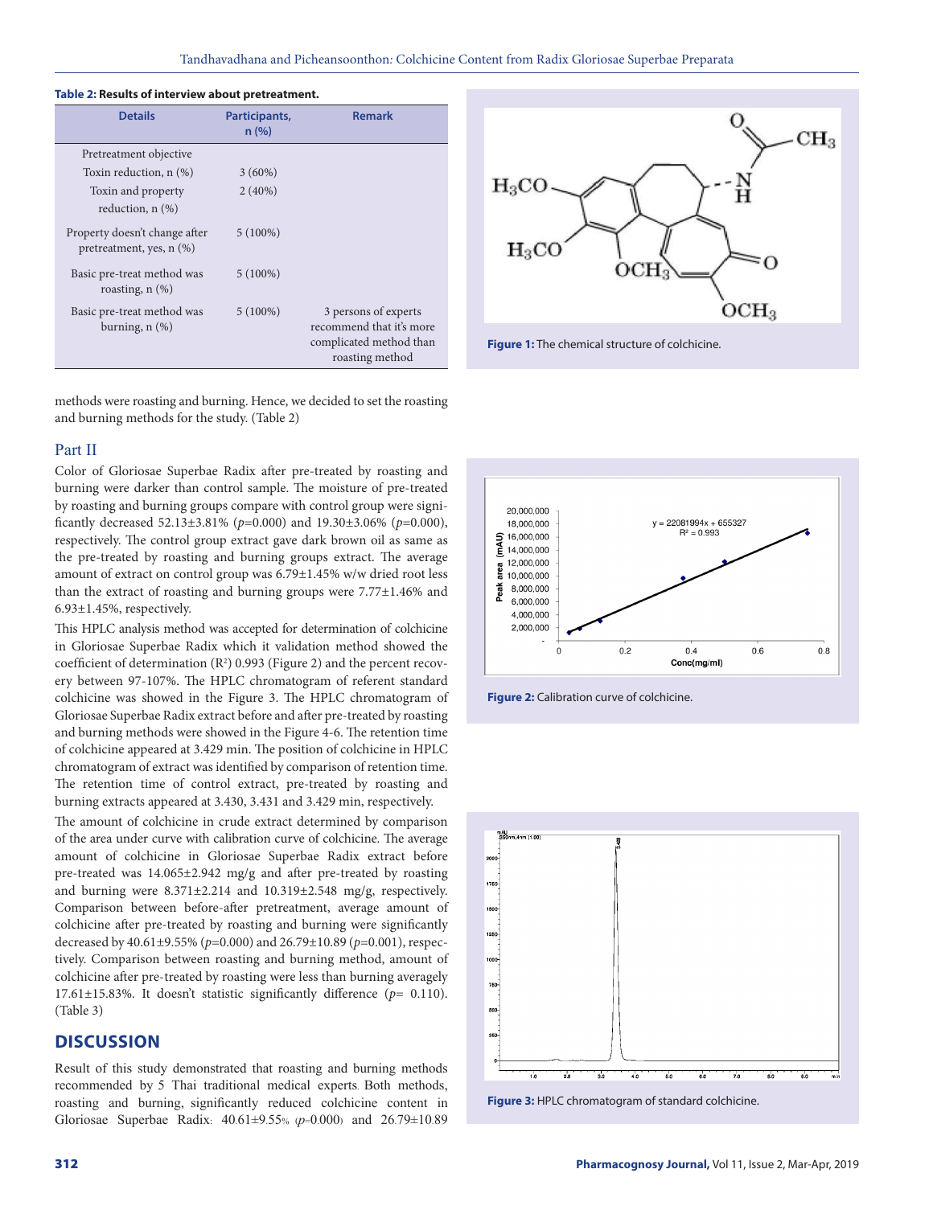**Table 2: Results of interview about pretreatment.**

| Details | Participants, n (%) | Remark |
|---|---|---|
| Pretreatment objective | | |
| Toxin reduction, n (%) | 3 (60%) | |
| Toxin and property reduction, n (%) | 2 (40%) | |
| Property doesn't change after pretreatment, yes, n (%) | 5 (100%) | |
| Basic pre-treat method was roasting, n (%) | 5 (100%) | |
| Basic pre-treat method was burning, n (%) | 5 (100%) | 3 persons of experts recommend that it's more complicated method than roasting method |

methods were roasting and burning. Hence, we decided to set the roasting and burning methods for the study. (Table 2)

Figure 1: The chemical structure of colchicine.

## Part II

Color of Gloriosae Superbae Radix after pre-treated by roasting and burning were darker than control sample. The moisture of pre-treated by roasting and burning groups compare with control group were significantly decreased 52.13±3.81% ($p$=0.000) and 19.30±3.06% ($p$=0.000), respectively. The control group extract gave dark brown oil as same as the pre-treated by roasting and burning groups extract. The average amount of extract on control group was 6.79±1.45% w/w dried root less than the extract of roasting and burning groups were 7.77±1.46% and 6.93±1.45%, respectively.

This HPLC analysis method was accepted for determination of colchicine in Gloriosae Superbae Radix which it validation method showed the coefficient of determination ($R^2$) 0.993 (Figure 2) and the percent recovery between 97-107%. The HPLC chromatogram of referent standard colchicine was showed in the Figure 3. The HPLC chromatogram of Gloriosae Superbae Radix extract before and after pre-treated by roasting and burning methods were showed in the Figure 4-6. The retention time of colchicine appeared at 3.429 min. The position of colchicine in HPLC chromatogram of extract was identified by comparison of retention time. The retention time of control extract, pre-treated by roasting and burning extracts appeared at 3.430, 3.431 and 3.429 min, respectively.

The amount of colchicine in crude extract determined by comparison of the area under curve with calibration curve of colchicine. The average amount of colchicine in Gloriosae Superbae Radix extract before pre-treated was 14.065±2.942 mg/g and after pre-treated by roasting and burning were 8.371±2.214 and 10.319±2.548 mg/g, respectively. Comparison between before-after pretreatment, average amount of colchicine after pre-treated by roasting and burning were significantly decreased by 40.61±9.55% ($p$=0.000) and 26.79±10.89 ($p$=0.001), respectively. Comparison between roasting and burning method, amount of colchicine after pre-treated by roasting were less than burning averagely 17.61±15.83%. It doesn't statistic significantly difference ($p$= 0.110). (Table 3)

Figure 2: Calibration curve of colchicine.

Figure 3: HPLC chromatogram of standard colchicine.

## DISCUSSION

Result of this study demonstrated that roasting and burning methods recommended by 5 Thai traditional medical experts. Both methods, roasting and burning, significantly reduced colchicine content in Gloriosae Superbae Radix: 40.61±9.55% ($p$=0.000) and 26.79±10.89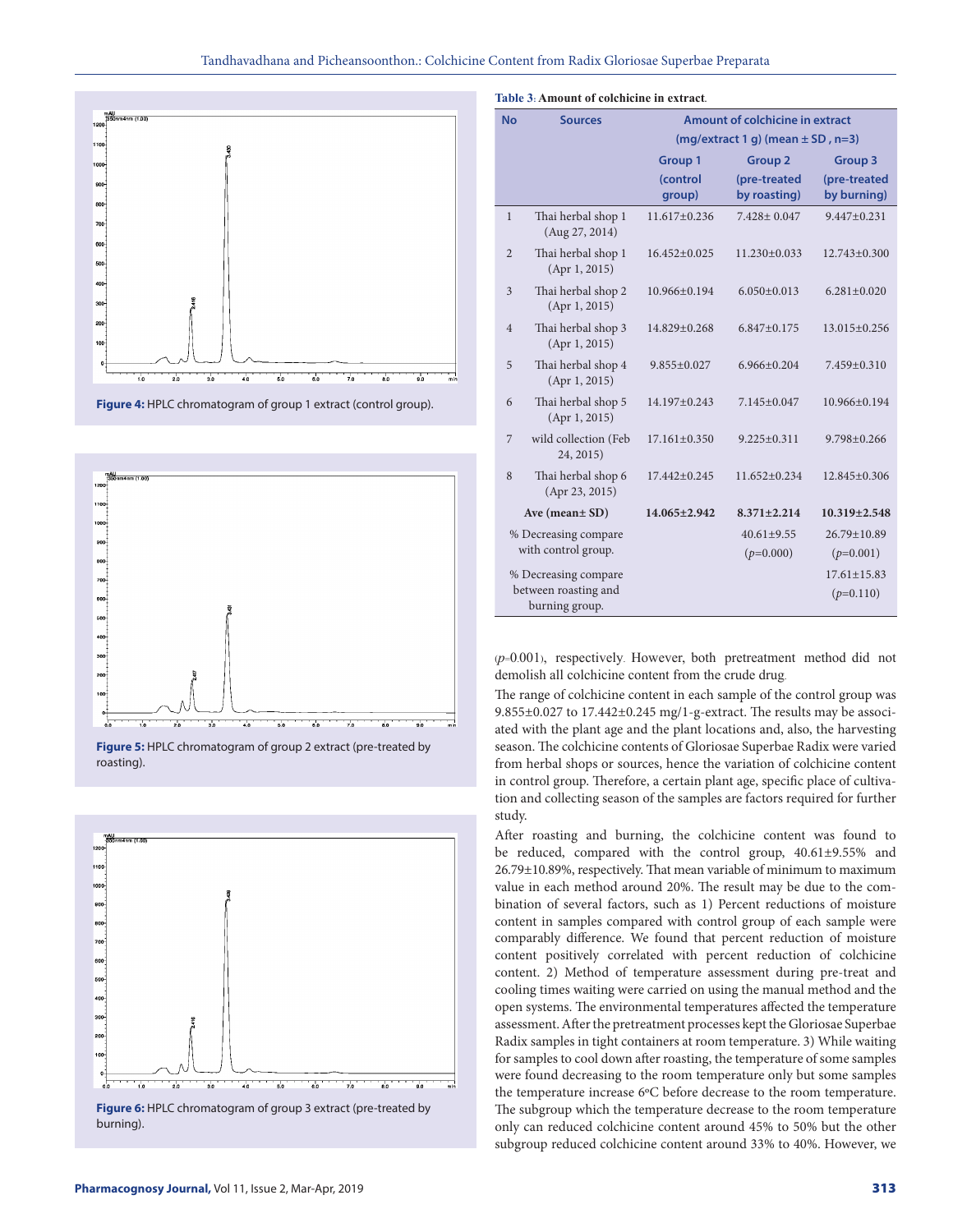Figure 4: HPLC chromatogram of group 1 extract (control group).

Figure 5: HPLC chromatogram of group 2 extract (pre-treated by roasting).

Figure 6: HPLC chromatogram of group 3 extract (pre-treated by burning).

**Table 3: Amount of colchicine in extract.**

| No | Sources | Amount of colchicine in extract (mg/extract 1 g) (mean ± SD , n=3) | | |
|---|---|---|---|---|
| | | Group 1 (control group) | Group 2 (pre-treated by roasting) | Group 3 (pre-treated by burning) |
| 1 | Thai herbal shop 1 (Aug 27, 2014) | 11.617±0.236 | 7.428± 0.047 | 9.447±0.231 |
| 2 | Thai herbal shop 1 (Apr 1, 2015) | 16.452±0.025 | 11.230±0.033 | 12.743±0.300 |
| 3 | Thai herbal shop 2 (Apr 1, 2015) | 10.966±0.194 | 6.050±0.013 | 6.281±0.020 |
| 4 | Thai herbal shop 3 (Apr 1, 2015) | 14.829±0.268 | 6.847±0.175 | 13.015±0.256 |
| 5 | Thai herbal shop 4 (Apr 1, 2015) | 9.855±0.027 | 6.966±0.204 | 7.459±0.310 |
| 6 | Thai herbal shop 5 (Apr 1, 2015) | 14.197±0.243 | 7.145±0.047 | 10.966±0.194 |
| 7 | wild collection (Feb 24, 2015) | 17.161±0.350 | 9.225±0.311 | 9.798±0.266 |
| 8 | Thai herbal shop 6 (Apr 23, 2015) | 17.442±0.245 | 11.652±0.234 | 12.845±0.306 |
| **Ave (mean± SD)** | | **14.065±2.942** | **8.371±2.214** | **10.319±2.548** |
| % Decreasing compare with control group. | | | 40.61±9.55 (*p*=0.000) | 26.79±10.89 (*p*=0.001) |
| % Decreasing compare between roasting and burning group. | | | | 17.61±15.83 (*p*=0.110) |

(*p*=0.001), respectively. However, both pretreatment method did not demolish all colchicine content from the crude drug.

The range of colchicine content in each sample of the control group was 9.855±0.027 to 17.442±0.245 mg/1-g-extract. The results may be associated with the plant age and the plant locations and, also, the harvesting season. The colchicine contents of Gloriosae Superbae Radix were varied from herbal shops or sources, hence the variation of colchicine content in control group. Therefore, a certain plant age, specific place of cultivation and collecting season of the samples are factors required for further study.

After roasting and burning, the colchicine content was found to be reduced, compared with the control group, 40.61±9.55% and 26.79±10.89%, respectively. That mean variable of minimum to maximum value in each method around 20%. The result may be due to the combination of several factors, such as 1) Percent reductions of moisture content in samples compared with control group of each sample were comparably difference. We found that percent reduction of moisture content positively correlated with percent reduction of colchicine content. 2) Method of temperature assessment during pre-treat and cooling times waiting were carried on using the manual method and the open systems. The environmental temperatures affected the temperature assessment. After the pretreatment processes kept the Gloriosae Superbae Radix samples in tight containers at room temperature. 3) While waiting for samples to cool down after roasting, the temperature of some samples were found decreasing to the room temperature only but some samples the temperature increase 6ºC before decrease to the room temperature. The subgroup which the temperature decrease to the room temperature only can reduced colchicine content around 45% to 50% but the other subgroup reduced colchicine content around 33% to 40%. However, we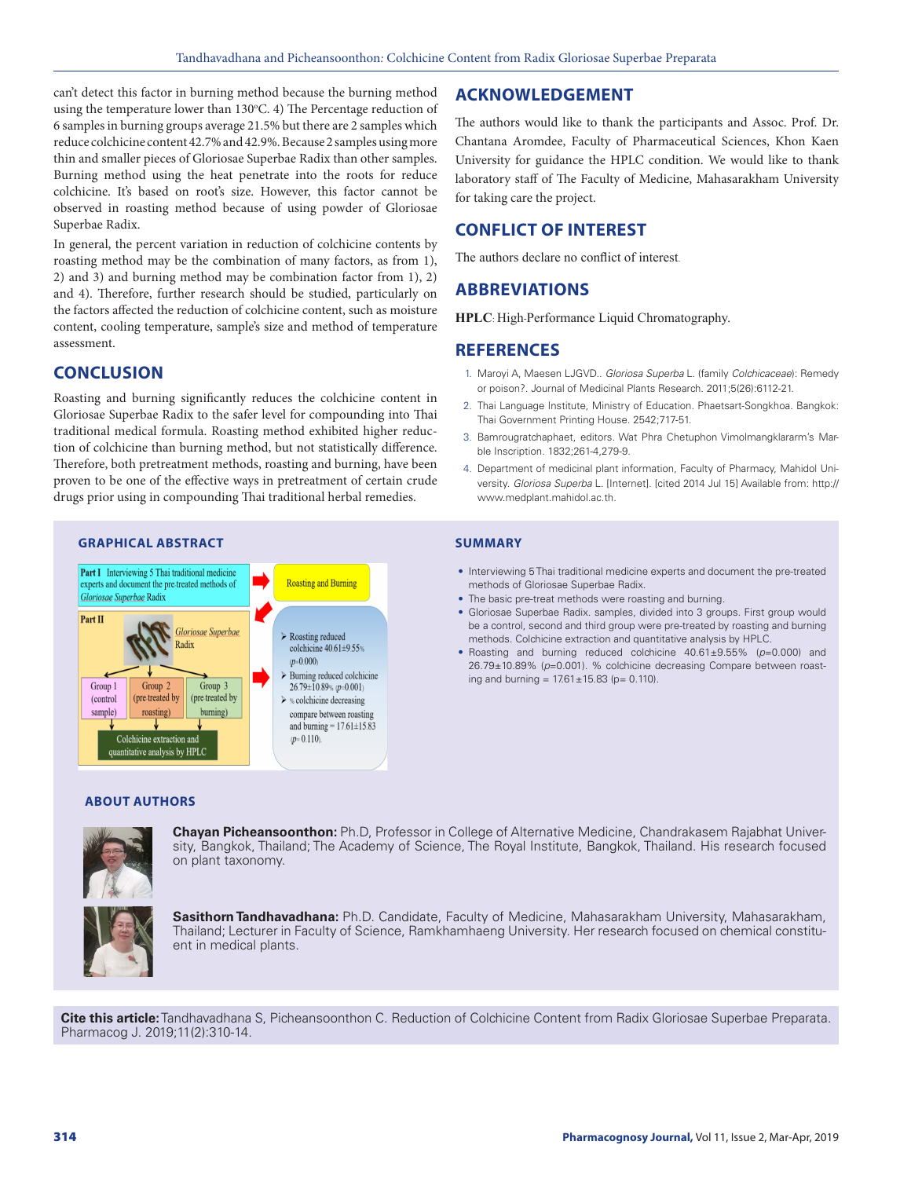can't detect this factor in burning method because the burning method using the temperature lower than 130°C. 4) The Percentage reduction of 6 samples in burning groups average 21.5% but there are 2 samples which reduce colchicine content 42.7% and 42.9%. Because 2 samples using more thin and smaller pieces of Gloriosae Superbae Radix than other samples. Burning method using the heat penetrate into the roots for reduce colchicine. It's based on root's size. However, this factor cannot be observed in roasting method because of using powder of Gloriosae Superbae Radix.

In general, the percent variation in reduction of colchicine contents by roasting method may be the combination of many factors, as from 1), 2) and 3) and burning method may be combination factor from 1), 2) and 4). Therefore, further research should be studied, particularly on the factors affected the reduction of colchicine content, such as moisture content, cooling temperature, sample's size and method of temperature assessment.

## CONCLUSION

Roasting and burning significantly reduces the colchicine content in Gloriosae Superbae Radix to the safer level for compounding into Thai traditional medical formula. Roasting method exhibited higher reduction of colchicine than burning method, but not statistically difference. Therefore, both pretreatment methods, roasting and burning, have been proven to be one of the effective ways in pretreatment of certain crude drugs prior using in compounding Thai traditional herbal remedies.

## ACKNOWLEDGEMENT

The authors would like to thank the participants and Assoc. Prof. Dr. Chantana Aromdee, Faculty of Pharmaceutical Sciences, Khon Kaen University for guidance the HPLC condition. We would like to thank laboratory staff of The Faculty of Medicine, Mahasarakham University for taking care the project.

## CONFLICT OF INTEREST

The authors declare no conflict of interest.

## ABBREVIATIONS

**HPLC**: High-Performance Liquid Chromatography.

## REFERENCES

1. Maroyi A, Maesen LJGVD.. *Gloriosa Superba* L. (family *Colchicaceae*): Remedy or poison?. Journal of Medicinal Plants Research. 2011;5(26):6112-21.
2. Thai Language Institute, Ministry of Education. Phaetsart-Songkhoa. Bangkok: Thai Government Printing House. 2542;717-51.
3. Bamrougratchaphaet, editors. Wat Phra Chetuphon Vimolmangklararm's Marble Inscription. 1832;261-4,279-9.
4. Department of medicinal plant information, Faculty of Pharmacy, Mahidol University. *Gloriosa Superba* L. [Internet]. [cited 2014 Jul 15] Available from: http://www.medplant.mahidol.ac.th.

### GRAPHICAL ABSTRACT

Part I Interviewing 5 Thai traditional medicine experts and document the pre-treated methods of *Gloriosae Superbae* Radix

Roasting and Burning

Part II

*Gloriosae Superbae* Radix

Group 1 (control sample)

Group 2 (pre treated by roasting)

Group 3 (pre treated by burning)

Colchicine extraction and quantitative analysis by HPLC

➢ Roasting reduced colchicine 40.61±9.55% (p=0.000)

➢ Burning reduced colchicine 26.79±10.89% (p=0.001)

➢ % colchicine decreasing compare between roasting and burning = 17.61±15.83 (p= 0.110).

### SUMMARY

- Interviewing 5 Thai traditional medicine experts and document the pre-treated methods of Gloriosae Superbae Radix.
- The basic pre-treat methods were roasting and burning.
- Gloriosae Superbae Radix. samples, divided into 3 groups. First group would be a control, second and third group were pre-treated by roasting and burning methods. Colchicine extraction and quantitative analysis by HPLC.
- Roasting and burning reduced colchicine 40.61±9.55% ($p$=0.000) and 26.79±10.89% ($p$=0.001). % colchicine decreasing Compare between roasting and burning = 17.61±15.83 (p= 0.110).

### ABOUT AUTHORS

**Chayan Picheansoonthon:** Ph.D, Professor in College of Alternative Medicine, Chandrakasem Rajabhat University, Bangkok, Thailand; The Academy of Science, The Royal Institute, Bangkok, Thailand. His research focused on plant taxonomy.

**Sasithorn Tandhavadhana:** Ph.D. Candidate, Faculty of Medicine, Mahasarakham University, Mahasarakham, Thailand; Lecturer in Faculty of Science, Ramkhamhaeng University. Her research focused on chemical constituent in medical plants.

**Cite this article:** Tandhavadhana S, Picheansoonthon C. Reduction of Colchicine Content from Radix Gloriosae Superbae Preparata. Pharmacog J. 2019;11(2):310-14.